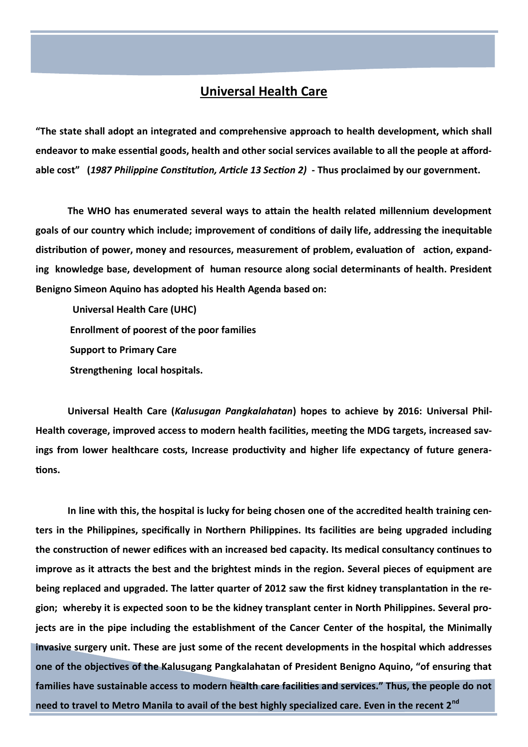## Universal Health Care

**"The state shall adopt an integrated and comprehensive approach to health development, which shall endeavor to make essential goods, health and other social services available to all the people at affordable cost" (*1987 Philippine Constitution, Article 13 Section 2)* - Thus proclaimed by our government.**

**The WHO has enumerated several ways to attain the health related millennium development goals of our country which include; improvement of conditions of daily life, addressing the inequitable distribution of power, money and resources, measurement of problem, evaluation of action, expanding knowledge base, development of human resource along social determinants of health. President Benigno Simeon Aquino has adopted his Health Agenda based on:**

**Universal Health Care (UHC)**

**Enrollment of poorest of the poor families**

**Support to Primary Care**

**Strengthening local hospitals.**

**Universal Health Care (*Kalusugan Pangkalahatan*) hopes to achieve by 2016: Universal Phil-Health coverage, improved access to modern health facilities, meeting the MDG targets, increased savings from lower healthcare costs, Increase productivity and higher life expectancy of future generations.**

**In line with this, the hospital is lucky for being chosen one of the accredited health training centers in the Philippines, specifically in Northern Philippines. Its facilities are being upgraded including the construction of newer edifices with an increased bed capacity. Its medical consultancy continues to improve as it attracts the best and the brightest minds in the region. Several pieces of equipment are being replaced and upgraded. The latter quarter of 2012 saw the first kidney transplantation in the region; whereby it is expected soon to be the kidney transplant center in North Philippines. Several projects are in the pipe including the establishment of the Cancer Center of the hospital, the Minimally invasive surgery unit. These are just some of the recent developments in the hospital which addresses one of the objectives of the Kalusugang Pangkalahatan of President Benigno Aquino, "of ensuring that families have sustainable access to modern health care facilities and services." Thus, the people do not need to travel to Metro Manila to avail of the best highly specialized care. Even in the recent 2nd**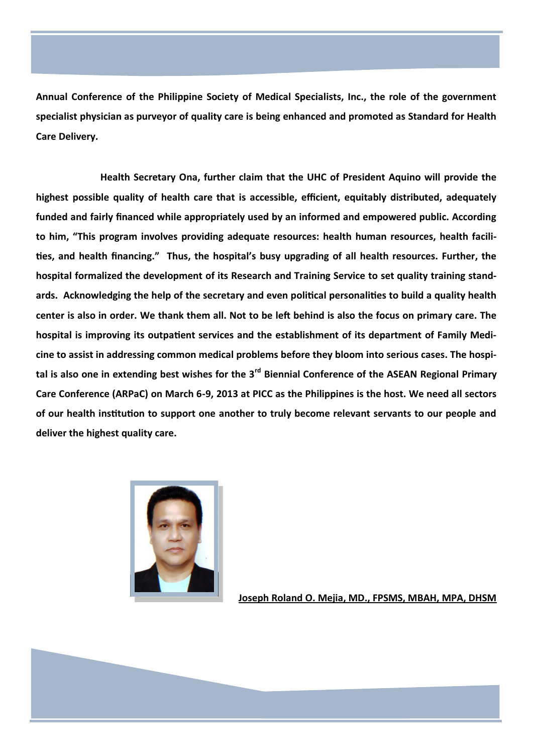**Annual Conference of the Philippine Society of Medical Specialists, Inc., the role of the government specialist physician as purveyor of quality care is being enhanced and promoted as Standard for Health Care Delivery.**

**Health Secretary Ona, further claim that the UHC of President Aquino will provide the highest possible quality of health care that is accessible, efficient, equitably distributed, adequately funded and fairly financed while appropriately used by an informed and empowered public. According to him, "This program involves providing adequate resources: health human resources, health facilities, and health financing." Thus, the hospital's busy upgrading of all health resources. Further, the hospital formalized the development of its Research and Training Service to set quality training standards. Acknowledging the help of the secretary and even political personalities to build a quality health center is also in order. We thank them all. Not to be left behind is also the focus on primary care. The hospital is improving its outpatient services and the establishment of its department of Family Medicine to assist in addressing common medical problems before they bloom into serious cases. The hospital is also one in extending best wishes for the 3rd Biennial Conference of the ASEAN Regional Primary Care Conference (ARPaC) on March 6-9, 2013 at PICC as the Philippines is the host. We need all sectors of our health institution to support one another to truly become relevant servants to our people and deliver the highest quality care.**

**Joseph Roland O. Mejia, MD., FPSMS, MBAH, MPA, DHSM**